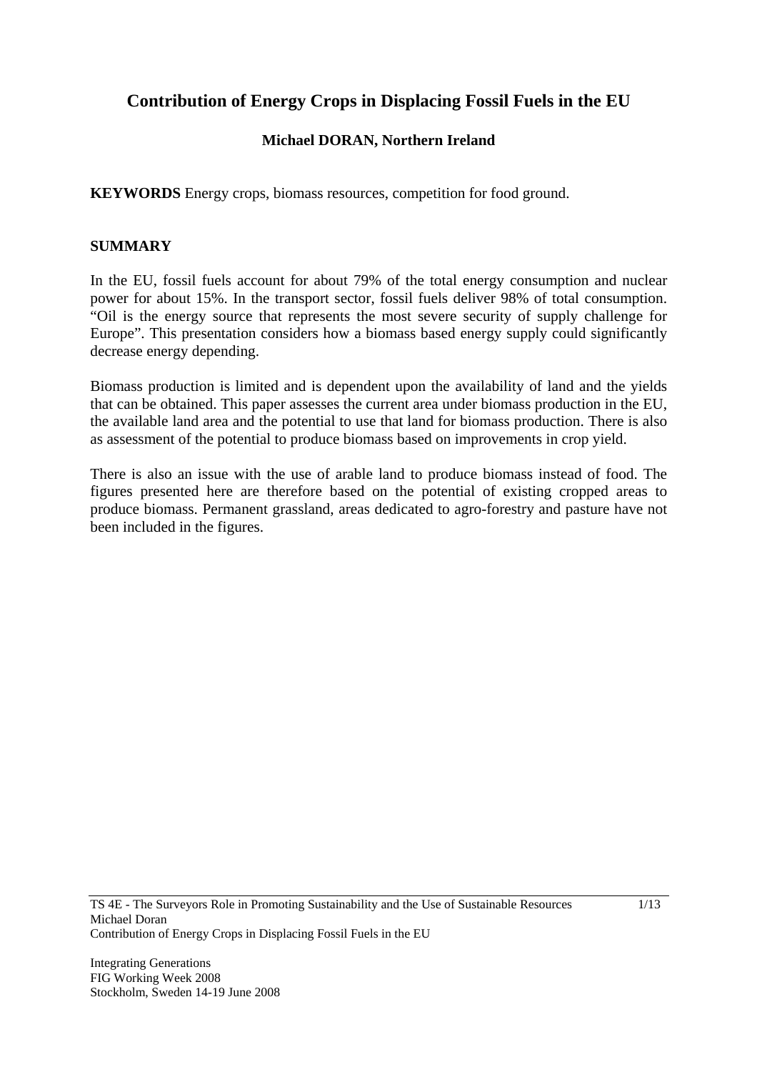# Contribution of Energy Crops in Displacing Fossil Fuels in the EU

**Michael DORAN, Northern Ireland**

**KEYWORDS** Energy crops, biomass resources, competition for food ground.

## SUMMARY

In the EU, fossil fuels account for about 79% of the total energy consumption and nuclear power for about 15%. In the transport sector, fossil fuels deliver 98% of total consumption. "Oil is the energy source that represents the most severe security of supply challenge for Europe". This presentation considers how a biomass based energy supply could significantly decrease energy depending.

Biomass production is limited and is dependent upon the availability of land and the yields that can be obtained. This paper assesses the current area under biomass production in the EU, the available land area and the potential to use that land for biomass production. There is also as assessment of the potential to produce biomass based on improvements in crop yield.

There is also an issue with the use of arable land to produce biomass instead of food. The figures presented here are therefore based on the potential of existing cropped areas to produce biomass. Permanent grassland, areas dedicated to agro-forestry and pasture have not been included in the figures.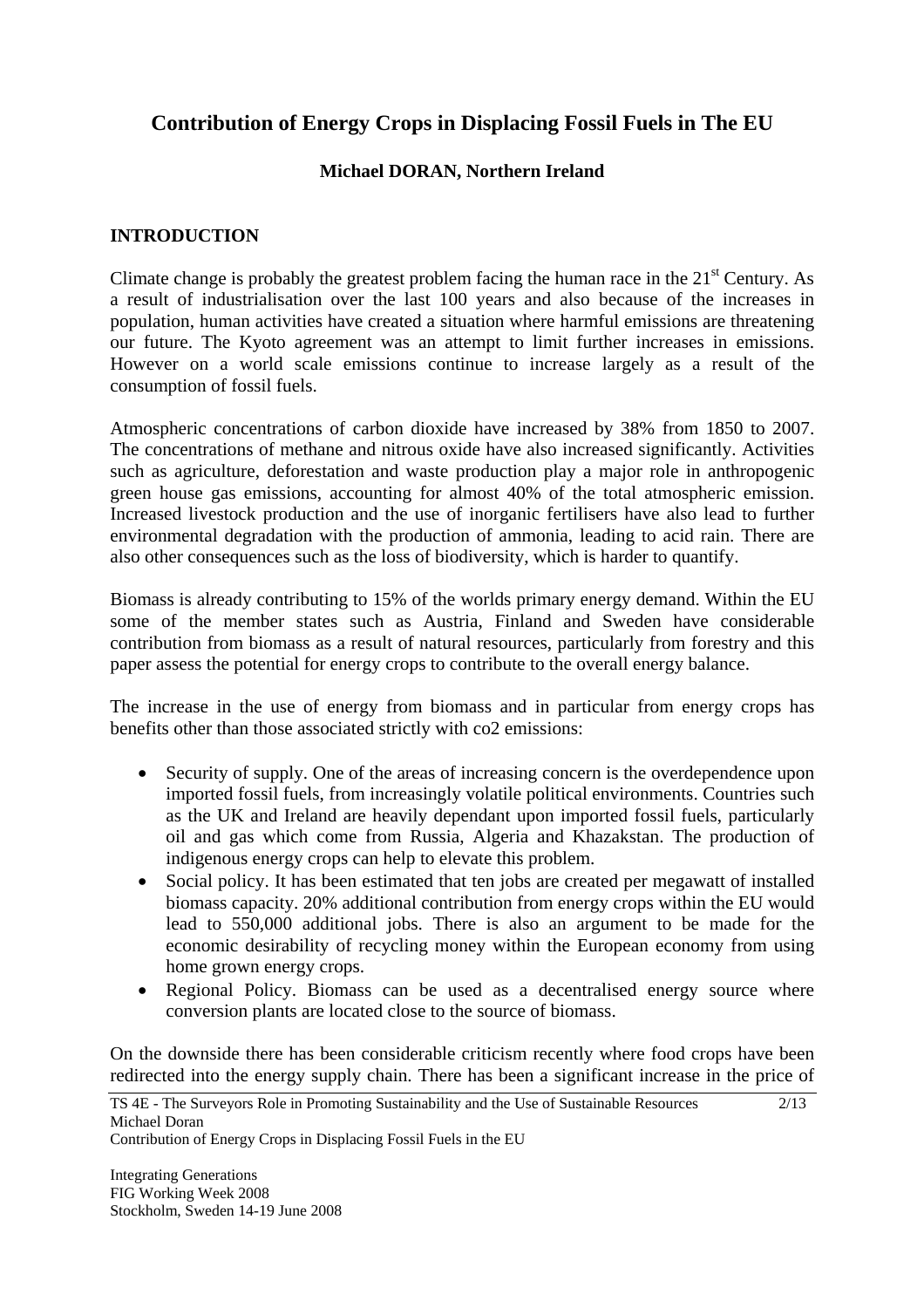# Contribution of Energy Crops in Displacing Fossil Fuels in The EU

**Michael DORAN, Northern Ireland**

## INTRODUCTION

Climate change is probably the greatest problem facing the human race in the 21st Century. As a result of industrialisation over the last 100 years and also because of the increases in population, human activities have created a situation where harmful emissions are threatening our future. The Kyoto agreement was an attempt to limit further increases in emissions. However on a world scale emissions continue to increase largely as a result of the consumption of fossil fuels.

Atmospheric concentrations of carbon dioxide have increased by 38% from 1850 to 2007. The concentrations of methane and nitrous oxide have also increased significantly. Activities such as agriculture, deforestation and waste production play a major role in anthropogenic green house gas emissions, accounting for almost 40% of the total atmospheric emission. Increased livestock production and the use of inorganic fertilisers have also lead to further environmental degradation with the production of ammonia, leading to acid rain. There are also other consequences such as the loss of biodiversity, which is harder to quantify.

Biomass is already contributing to 15% of the worlds primary energy demand. Within the EU some of the member states such as Austria, Finland and Sweden have considerable contribution from biomass as a result of natural resources, particularly from forestry and this paper assess the potential for energy crops to contribute to the overall energy balance.

The increase in the use of energy from biomass and in particular from energy crops has benefits other than those associated strictly with co2 emissions:

- Security of supply. One of the areas of increasing concern is the overdependence upon imported fossil fuels, from increasingly volatile political environments. Countries such as the UK and Ireland are heavily dependant upon imported fossil fuels, particularly oil and gas which come from Russia, Algeria and Khazakstan. The production of indigenous energy crops can help to elevate this problem.
- Social policy. It has been estimated that ten jobs are created per megawatt of installed biomass capacity. 20% additional contribution from energy crops within the EU would lead to 550,000 additional jobs. There is also an argument to be made for the economic desirability of recycling money within the European economy from using home grown energy crops.
- Regional Policy. Biomass can be used as a decentralised energy source where conversion plants are located close to the source of biomass.

On the downside there has been considerable criticism recently where food crops have been redirected into the energy supply chain. There has been a significant increase in the price of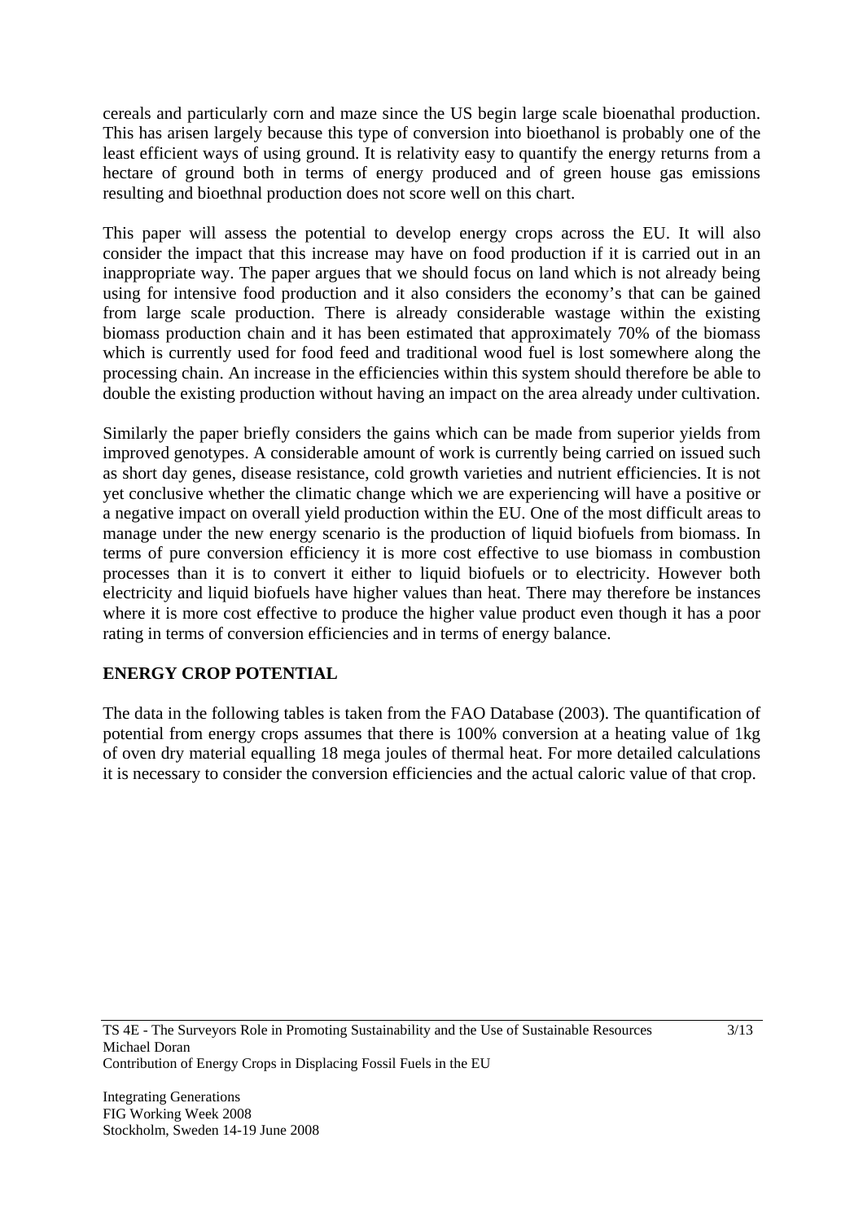cereals and particularly corn and maze since the US begin large scale bioenathal production. This has arisen largely because this type of conversion into bioethanol is probably one of the least efficient ways of using ground. It is relativity easy to quantify the energy returns from a hectare of ground both in terms of energy produced and of green house gas emissions resulting and bioethnal production does not score well on this chart.

This paper will assess the potential to develop energy crops across the EU. It will also consider the impact that this increase may have on food production if it is carried out in an inappropriate way. The paper argues that we should focus on land which is not already being using for intensive food production and it also considers the economy's that can be gained from large scale production. There is already considerable wastage within the existing biomass production chain and it has been estimated that approximately 70% of the biomass which is currently used for food feed and traditional wood fuel is lost somewhere along the processing chain. An increase in the efficiencies within this system should therefore be able to double the existing production without having an impact on the area already under cultivation.

Similarly the paper briefly considers the gains which can be made from superior yields from improved genotypes. A considerable amount of work is currently being carried on issued such as short day genes, disease resistance, cold growth varieties and nutrient efficiencies. It is not yet conclusive whether the climatic change which we are experiencing will have a positive or a negative impact on overall yield production within the EU. One of the most difficult areas to manage under the new energy scenario is the production of liquid biofuels from biomass. In terms of pure conversion efficiency it is more cost effective to use biomass in combustion processes than it is to convert it either to liquid biofuels or to electricity. However both electricity and liquid biofuels have higher values than heat. There may therefore be instances where it is more cost effective to produce the higher value product even though it has a poor rating in terms of conversion efficiencies and in terms of energy balance.

## ENERGY CROP POTENTIAL

The data in the following tables is taken from the FAO Database (2003). The quantification of potential from energy crops assumes that there is 100% conversion at a heating value of 1kg of oven dry material equalling 18 mega joules of thermal heat. For more detailed calculations it is necessary to consider the conversion efficiencies and the actual caloric value of that crop.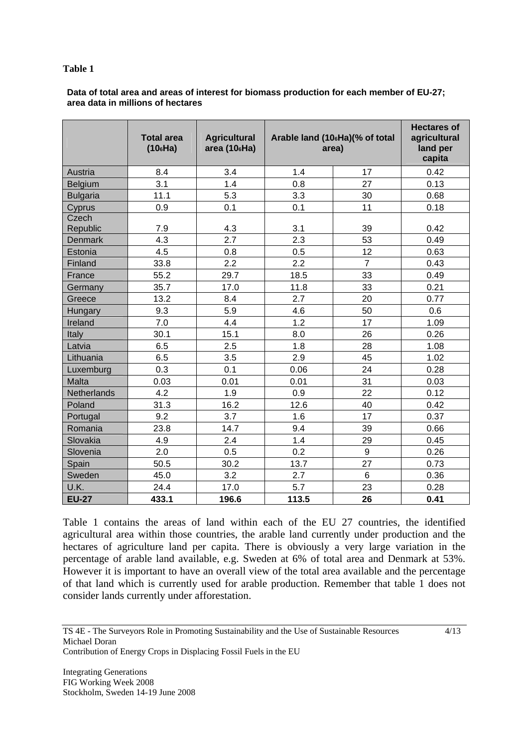**Table 1**

**Data of total area and areas of interest for biomass production for each member of EU-27; area data in millions of hectares**

| | Total area ($10^6$Ha) | Agricultural area ($10^6$Ha) | Arable land ($10^6$Ha)(% of total area) | | Hectares of agricultural land per capita |
|---|---|---|---|---|---|
| Austria | 8.4 | 3.4 | 1.4 | 17 | 0.42 |
| Belgium | 3.1 | 1.4 | 0.8 | 27 | 0.13 |
| Bulgaria | 11.1 | 5.3 | 3.3 | 30 | 0.68 |
| Cyprus | 0.9 | 0.1 | 0.1 | 11 | 0.18 |
| Czech Republic | 7.9 | 4.3 | 3.1 | 39 | 0.42 |
| Denmark | 4.3 | 2.7 | 2.3 | 53 | 0.49 |
| Estonia | 4.5 | 0.8 | 0.5 | 12 | 0.63 |
| Finland | 33.8 | 2.2 | 2.2 | 7 | 0.43 |
| France | 55.2 | 29.7 | 18.5 | 33 | 0.49 |
| Germany | 35.7 | 17.0 | 11.8 | 33 | 0.21 |
| Greece | 13.2 | 8.4 | 2.7 | 20 | 0.77 |
| Hungary | 9.3 | 5.9 | 4.6 | 50 | 0.6 |
| Ireland | 7.0 | 4.4 | 1.2 | 17 | 1.09 |
| Italy | 30.1 | 15.1 | 8.0 | 26 | 0.26 |
| Latvia | 6.5 | 2.5 | 1.8 | 28 | 1.08 |
| Lithuania | 6.5 | 3.5 | 2.9 | 45 | 1.02 |
| Luxemburg | 0.3 | 0.1 | 0.06 | 24 | 0.28 |
| Malta | 0.03 | 0.01 | 0.01 | 31 | 0.03 |
| Netherlands | 4.2 | 1.9 | 0.9 | 22 | 0.12 |
| Poland | 31.3 | 16.2 | 12.6 | 40 | 0.42 |
| Portugal | 9.2 | 3.7 | 1.6 | 17 | 0.37 |
| Romania | 23.8 | 14.7 | 9.4 | 39 | 0.66 |
| Slovakia | 4.9 | 2.4 | 1.4 | 29 | 0.45 |
| Slovenia | 2.0 | 0.5 | 0.2 | 9 | 0.26 |
| Spain | 50.5 | 30.2 | 13.7 | 27 | 0.73 |
| Sweden | 45.0 | 3.2 | 2.7 | 6 | 0.36 |
| U.K. | 24.4 | 17.0 | 5.7 | 23 | 0.28 |
| **EU-27** | **433.1** | **196.6** | **113.5** | **26** | **0.41** |

Table 1 contains the areas of land within each of the EU 27 countries, the identified agricultural area within those countries, the arable land currently under production and the hectares of agriculture land per capita. There is obviously a very large variation in the percentage of arable land available, e.g. Sweden at 6% of total area and Denmark at 53%. However it is important to have an overall view of the total area available and the percentage of that land which is currently used for arable production. Remember that table 1 does not consider lands currently under afforestation.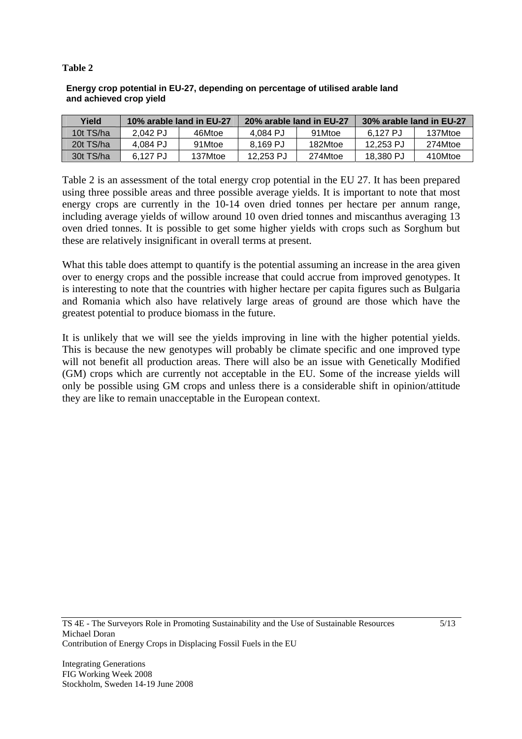**Table 2**

**Energy crop potential in EU-27, depending on percentage of utilised arable land and achieved crop yield**

| Yield | 10% arable land in EU-27 | | 20% arable land in EU-27 | | 30% arable land in EU-27 | |
|---|---|---|---|---|---|---|
| 10t TS/ha | 2,042 PJ | 46Mtoe | 4,084 PJ | 91Mtoe | 6,127 PJ | 137Mtoe |
| 20t TS/ha | 4,084 PJ | 91Mtoe | 8,169 PJ | 182Mtoe | 12,253 PJ | 274Mtoe |
| 30t TS/ha | 6,127 PJ | 137Mtoe | 12,253 PJ | 274Mtoe | 18,380 PJ | 410Mtoe |

Table 2 is an assessment of the total energy crop potential in the EU 27. It has been prepared using three possible areas and three possible average yields. It is important to note that most energy crops are currently in the 10-14 oven dried tonnes per hectare per annum range, including average yields of willow around 10 oven dried tonnes and miscanthus averaging 13 oven dried tonnes. It is possible to get some higher yields with crops such as Sorghum but these are relatively insignificant in overall terms at present.

What this table does attempt to quantify is the potential assuming an increase in the area given over to energy crops and the possible increase that could accrue from improved genotypes. It is interesting to note that the countries with higher hectare per capita figures such as Bulgaria and Romania which also have relatively large areas of ground are those which have the greatest potential to produce biomass in the future.

It is unlikely that we will see the yields improving in line with the higher potential yields. This is because the new genotypes will probably be climate specific and one improved type will not benefit all production areas. There will also be an issue with Genetically Modified (GM) crops which are currently not acceptable in the EU. Some of the increase yields will only be possible using GM crops and unless there is a considerable shift in opinion/attitude they are like to remain unacceptable in the European context.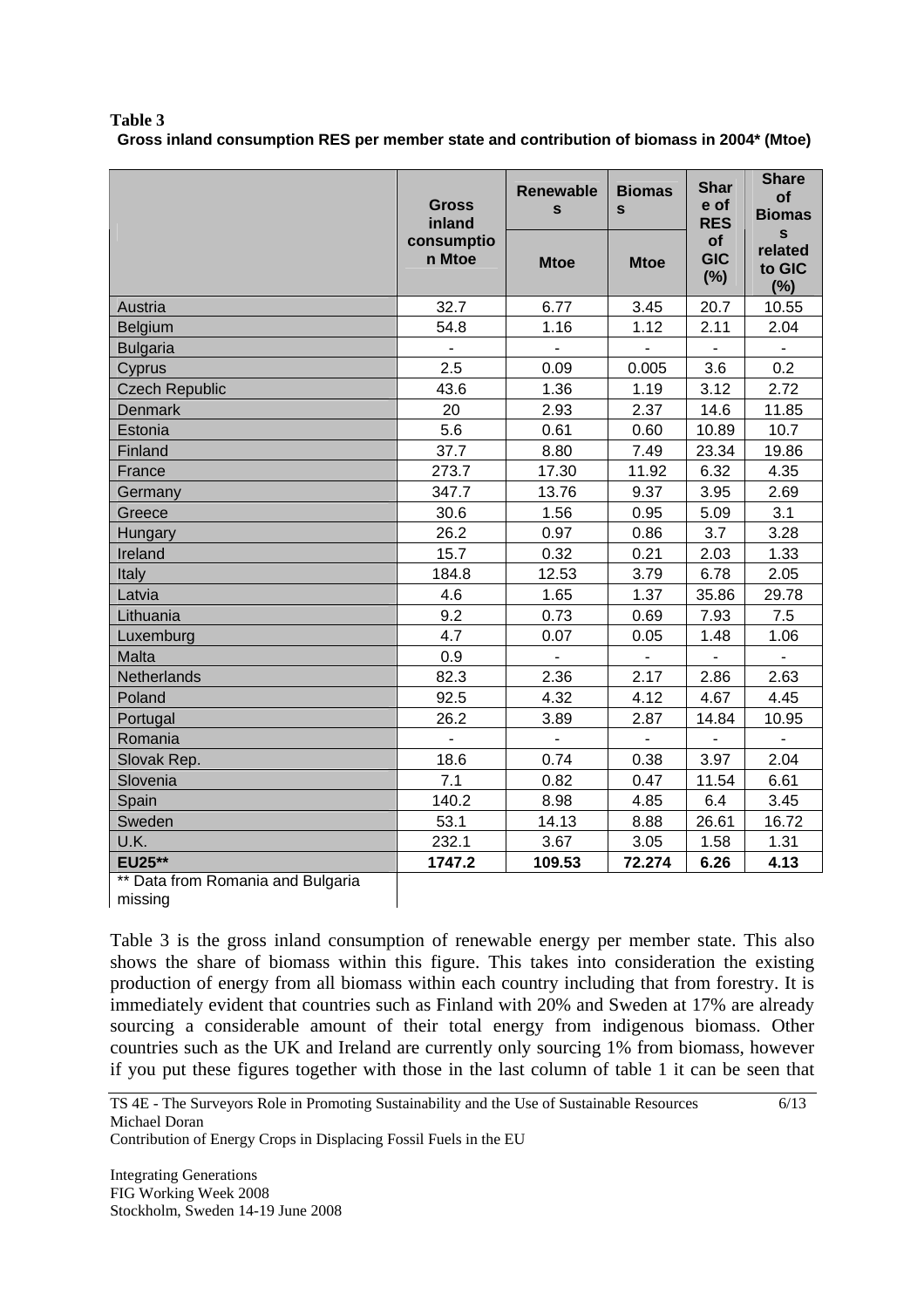**Table 3**

**Gross inland consumption RES per member state and contribution of biomass in 2004* (Mtoe)**

| | Gross inland consumption Mtoe | Renewables Mtoe | Biomass Mtoe | Share of RES of GIC (%) | Share of Biomass related to GIC (%) |
|---|---|---|---|---|---|
| Austria | 32.7 | 6.77 | 3.45 | 20.7 | 10.55 |
| Belgium | 54.8 | 1.16 | 1.12 | 2.11 | 2.04 |
| Bulgaria | - | - | - | - | - |
| Cyprus | 2.5 | 0.09 | 0.005 | 3.6 | 0.2 |
| Czech Republic | 43.6 | 1.36 | 1.19 | 3.12 | 2.72 |
| Denmark | 20 | 2.93 | 2.37 | 14.6 | 11.85 |
| Estonia | 5.6 | 0.61 | 0.60 | 10.89 | 10.7 |
| Finland | 37.7 | 8.80 | 7.49 | 23.34 | 19.86 |
| France | 273.7 | 17.30 | 11.92 | 6.32 | 4.35 |
| Germany | 347.7 | 13.76 | 9.37 | 3.95 | 2.69 |
| Greece | 30.6 | 1.56 | 0.95 | 5.09 | 3.1 |
| Hungary | 26.2 | 0.97 | 0.86 | 3.7 | 3.28 |
| Ireland | 15.7 | 0.32 | 0.21 | 2.03 | 1.33 |
| Italy | 184.8 | 12.53 | 3.79 | 6.78 | 2.05 |
| Latvia | 4.6 | 1.65 | 1.37 | 35.86 | 29.78 |
| Lithuania | 9.2 | 0.73 | 0.69 | 7.93 | 7.5 |
| Luxemburg | 4.7 | 0.07 | 0.05 | 1.48 | 1.06 |
| Malta | 0.9 | - | - | - | - |
| Netherlands | 82.3 | 2.36 | 2.17 | 2.86 | 2.63 |
| Poland | 92.5 | 4.32 | 4.12 | 4.67 | 4.45 |
| Portugal | 26.2 | 3.89 | 2.87 | 14.84 | 10.95 |
| Romania | - | - | - | - | - |
| Slovak Rep. | 18.6 | 0.74 | 0.38 | 3.97 | 2.04 |
| Slovenia | 7.1 | 0.82 | 0.47 | 11.54 | 6.61 |
| Spain | 140.2 | 8.98 | 4.85 | 6.4 | 3.45 |
| Sweden | 53.1 | 14.13 | 8.88 | 26.61 | 16.72 |
| U.K. | 232.1 | 3.67 | 3.05 | 1.58 | 1.31 |
| **EU25**** | **1747.2** | **109.53** | **72.274** | **6.26** | **4.13** |

** Data from Romania and Bulgaria missing

Table 3 is the gross inland consumption of renewable energy per member state. This also shows the share of biomass within this figure. This takes into consideration the existing production of energy from all biomass within each country including that from forestry. It is immediately evident that countries such as Finland with 20% and Sweden at 17% are already sourcing a considerable amount of their total energy from indigenous biomass. Other countries such as the UK and Ireland are currently only sourcing 1% from biomass, however if you put these figures together with those in the last column of table 1 it can be seen that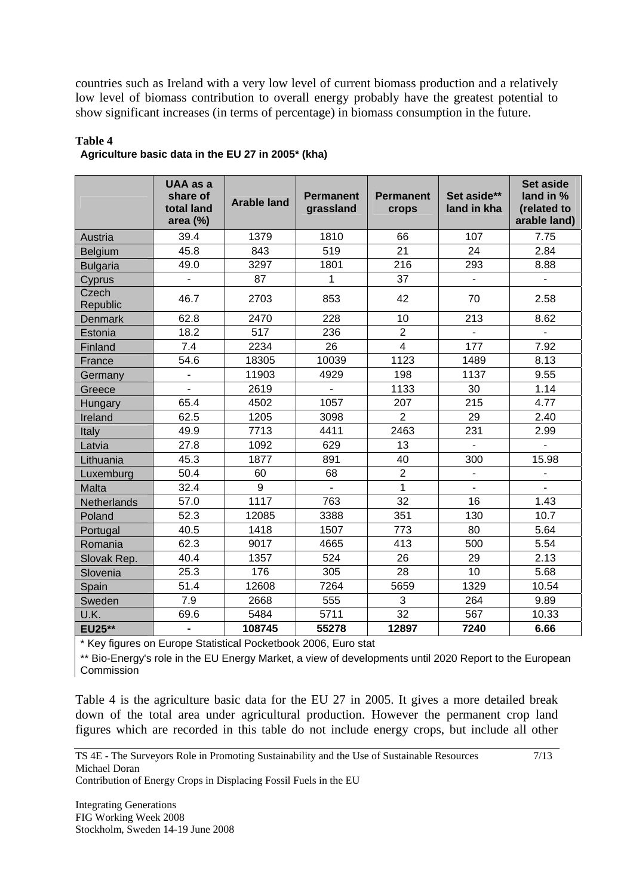countries such as Ireland with a very low level of current biomass production and a relatively low level of biomass contribution to overall energy probably have the greatest potential to show significant increases (in terms of percentage) in biomass consumption in the future.

**Table 4**
**Agriculture basic data in the EU 27 in 2005* (kha)**

| | UAA as a share of total land area (%) | Arable land | Permanent grassland | Permanent crops | Set aside** land in kha | Set aside land in % (related to arable land) |
|---|---|---|---|---|---|---|
| Austria | 39.4 | 1379 | 1810 | 66 | 107 | 7.75 |
| Belgium | 45.8 | 843 | 519 | 21 | 24 | 2.84 |
| Bulgaria | 49.0 | 3297 | 1801 | 216 | 293 | 8.88 |
| Cyprus | - | 87 | 1 | 37 | - | - |
| Czech Republic | 46.7 | 2703 | 853 | 42 | 70 | 2.58 |
| Denmark | 62.8 | 2470 | 228 | 10 | 213 | 8.62 |
| Estonia | 18.2 | 517 | 236 | 2 | - | - |
| Finland | 7.4 | 2234 | 26 | 4 | 177 | 7.92 |
| France | 54.6 | 18305 | 10039 | 1123 | 1489 | 8.13 |
| Germany | - | 11903 | 4929 | 198 | 1137 | 9.55 |
| Greece | - | 2619 | - | 1133 | 30 | 1.14 |
| Hungary | 65.4 | 4502 | 1057 | 207 | 215 | 4.77 |
| Ireland | 62.5 | 1205 | 3098 | 2 | 29 | 2.40 |
| Italy | 49.9 | 7713 | 4411 | 2463 | 231 | 2.99 |
| Latvia | 27.8 | 1092 | 629 | 13 | - | - |
| Lithuania | 45.3 | 1877 | 891 | 40 | 300 | 15.98 |
| Luxemburg | 50.4 | 60 | 68 | 2 | - | - |
| Malta | 32.4 | 9 | - | 1 | - | - |
| Netherlands | 57.0 | 1117 | 763 | 32 | 16 | 1.43 |
| Poland | 52.3 | 12085 | 3388 | 351 | 130 | 10.7 |
| Portugal | 40.5 | 1418 | 1507 | 773 | 80 | 5.64 |
| Romania | 62.3 | 9017 | 4665 | 413 | 500 | 5.54 |
| Slovak Rep. | 40.4 | 1357 | 524 | 26 | 29 | 2.13 |
| Slovenia | 25.3 | 176 | 305 | 28 | 10 | 5.68 |
| Spain | 51.4 | 12608 | 7264 | 5659 | 1329 | 10.54 |
| Sweden | 7.9 | 2668 | 555 | 3 | 264 | 9.89 |
| U.K. | 69.6 | 5484 | 5711 | 32 | 567 | 10.33 |
| **EU25**** | **-** | **108745** | **55278** | **12897** | **7240** | **6.66** |

* Key figures on Europe Statistical Pocketbook 2006, Euro stat

** Bio-Energy's role in the EU Energy Market, a view of developments until 2020 Report to the European Commission

Table 4 is the agriculture basic data for the EU 27 in 2005. It gives a more detailed break down of the total area under agricultural production. However the permanent crop land figures which are recorded in this table do not include energy crops, but include all other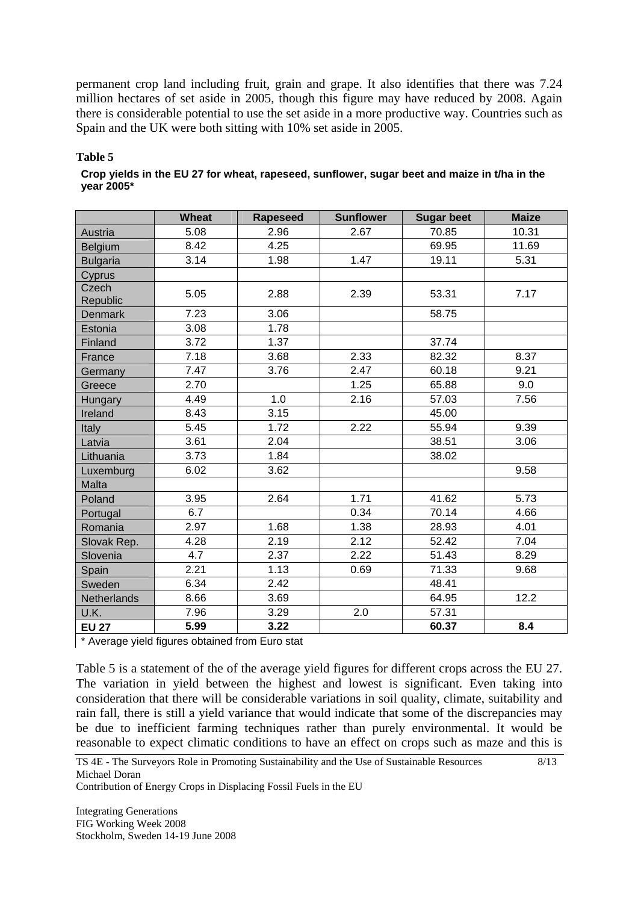permanent crop land including fruit, grain and grape. It also identifies that there was 7.24 million hectares of set aside in 2005, though this figure may have reduced by 2008. Again there is considerable potential to use the set aside in a more productive way. Countries such as Spain and the UK were both sitting with 10% set aside in 2005.

**Table 5**

**Crop yields in the EU 27 for wheat, rapeseed, sunflower, sugar beet and maize in t/ha in the year 2005***

| | Wheat | Rapeseed | Sunflower | Sugar beet | Maize |
|---|---|---|---|---|---|
| Austria | 5.08 | 2.96 | 2.67 | 70.85 | 10.31 |
| Belgium | 8.42 | 4.25 | | 69.95 | 11.69 |
| Bulgaria | 3.14 | 1.98 | 1.47 | 19.11 | 5.31 |
| Cyprus | | | | | |
| Czech Republic | 5.05 | 2.88 | 2.39 | 53.31 | 7.17 |
| Denmark | 7.23 | 3.06 | | 58.75 | |
| Estonia | 3.08 | 1.78 | | | |
| Finland | 3.72 | 1.37 | | 37.74 | |
| France | 7.18 | 3.68 | 2.33 | 82.32 | 8.37 |
| Germany | 7.47 | 3.76 | 2.47 | 60.18 | 9.21 |
| Greece | 2.70 | | 1.25 | 65.88 | 9.0 |
| Hungary | 4.49 | 1.0 | 2.16 | 57.03 | 7.56 |
| Ireland | 8.43 | 3.15 | | 45.00 | |
| Italy | 5.45 | 1.72 | 2.22 | 55.94 | 9.39 |
| Latvia | 3.61 | 2.04 | | 38.51 | 3.06 |
| Lithuania | 3.73 | 1.84 | | 38.02 | |
| Luxemburg | 6.02 | 3.62 | | | 9.58 |
| Malta | | | | | |
| Poland | 3.95 | 2.64 | 1.71 | 41.62 | 5.73 |
| Portugal | 6.7 | | 0.34 | 70.14 | 4.66 |
| Romania | 2.97 | 1.68 | 1.38 | 28.93 | 4.01 |
| Slovak Rep. | 4.28 | 2.19 | 2.12 | 52.42 | 7.04 |
| Slovenia | 4.7 | 2.37 | 2.22 | 51.43 | 8.29 |
| Spain | 2.21 | 1.13 | 0.69 | 71.33 | 9.68 |
| Sweden | 6.34 | 2.42 | | 48.41 | |
| Netherlands | 8.66 | 3.69 | | 64.95 | 12.2 |
| U.K. | 7.96 | 3.29 | 2.0 | 57.31 | |
| **EU 27** | **5.99** | **3.22** | | **60.37** | **8.4** |

\* Average yield figures obtained from Euro stat

Table 5 is a statement of the of the average yield figures for different crops across the EU 27. The variation in yield between the highest and lowest is significant. Even taking into consideration that there will be considerable variations in soil quality, climate, suitability and rain fall, there is still a yield variance that would indicate that some of the discrepancies may be due to inefficient farming techniques rather than purely environmental. It would be reasonable to expect climatic conditions to have an effect on crops such as maze and this is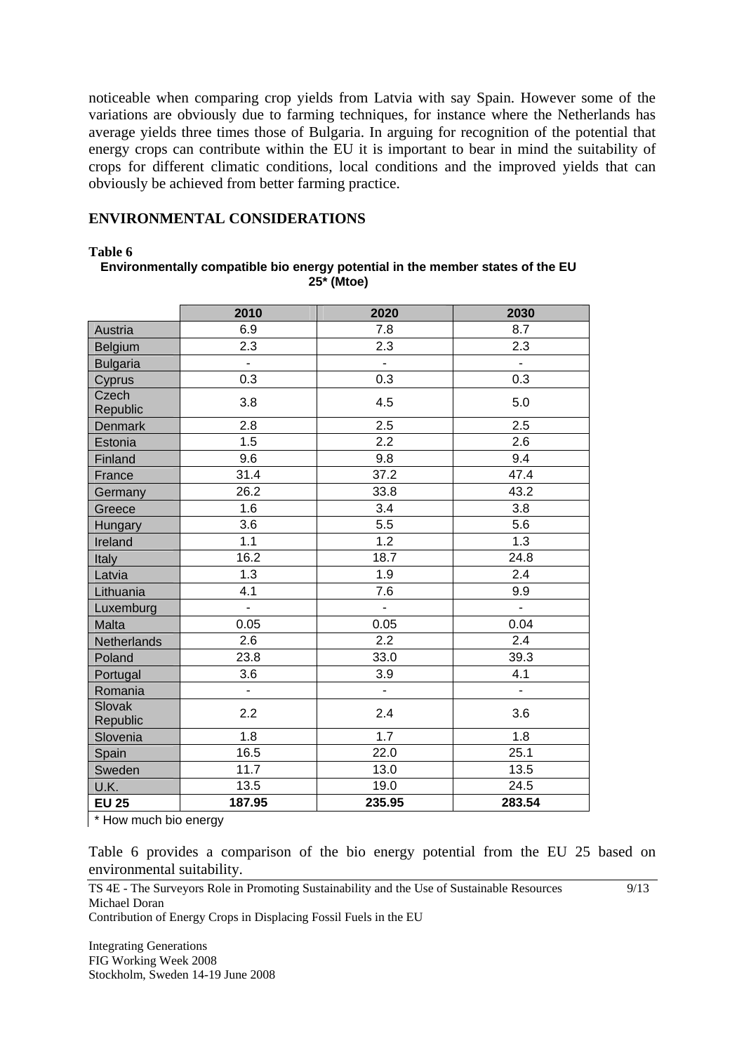noticeable when comparing crop yields from Latvia with say Spain. However some of the variations are obviously due to farming techniques, for instance where the Netherlands has average yields three times those of Bulgaria. In arguing for recognition of the potential that energy crops can contribute within the EU it is important to bear in mind the suitability of crops for different climatic conditions, local conditions and the improved yields that can obviously be achieved from better farming practice.

## ENVIRONMENTAL CONSIDERATIONS

**Table 6**

**Environmentally compatible bio energy potential in the member states of the EU 25* (Mtoe)**

| | 2010 | 2020 | 2030 |
|---|---|---|---|
| Austria | 6.9 | 7.8 | 8.7 |
| Belgium | 2.3 | 2.3 | 2.3 |
| Bulgaria | - | - | - |
| Cyprus | 0.3 | 0.3 | 0.3 |
| Czech Republic | 3.8 | 4.5 | 5.0 |
| Denmark | 2.8 | 2.5 | 2.5 |
| Estonia | 1.5 | 2.2 | 2.6 |
| Finland | 9.6 | 9.8 | 9.4 |
| France | 31.4 | 37.2 | 47.4 |
| Germany | 26.2 | 33.8 | 43.2 |
| Greece | 1.6 | 3.4 | 3.8 |
| Hungary | 3.6 | 5.5 | 5.6 |
| Ireland | 1.1 | 1.2 | 1.3 |
| Italy | 16.2 | 18.7 | 24.8 |
| Latvia | 1.3 | 1.9 | 2.4 |
| Lithuania | 4.1 | 7.6 | 9.9 |
| Luxemburg | - | - | - |
| Malta | 0.05 | 0.05 | 0.04 |
| Netherlands | 2.6 | 2.2 | 2.4 |
| Poland | 23.8 | 33.0 | 39.3 |
| Portugal | 3.6 | 3.9 | 4.1 |
| Romania | - | - | - |
| Slovak Republic | 2.2 | 2.4 | 3.6 |
| Slovenia | 1.8 | 1.7 | 1.8 |
| Spain | 16.5 | 22.0 | 25.1 |
| Sweden | 11.7 | 13.0 | 13.5 |
| U.K. | 13.5 | 19.0 | 24.5 |
| **EU 25** | **187.95** | **235.95** | **283.54** |

* How much bio energy

Table 6 provides a comparison of the bio energy potential from the EU 25 based on environmental suitability.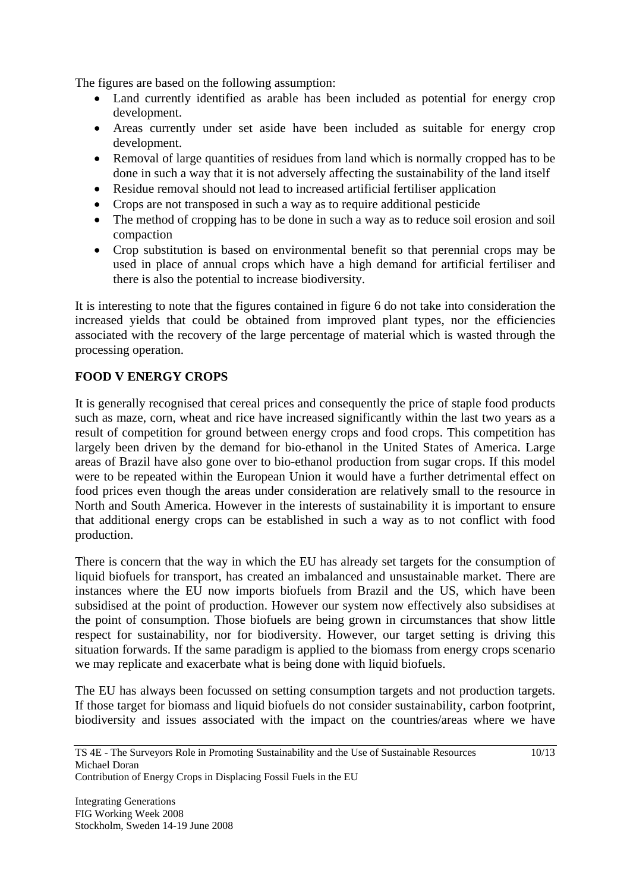The figures are based on the following assumption:

- Land currently identified as arable has been included as potential for energy crop development.
- Areas currently under set aside have been included as suitable for energy crop development.
- Removal of large quantities of residues from land which is normally cropped has to be done in such a way that it is not adversely affecting the sustainability of the land itself
- Residue removal should not lead to increased artificial fertiliser application
- Crops are not transposed in such a way as to require additional pesticide
- The method of cropping has to be done in such a way as to reduce soil erosion and soil compaction
- Crop substitution is based on environmental benefit so that perennial crops may be used in place of annual crops which have a high demand for artificial fertiliser and there is also the potential to increase biodiversity.

It is interesting to note that the figures contained in figure 6 do not take into consideration the increased yields that could be obtained from improved plant types, nor the efficiencies associated with the recovery of the large percentage of material which is wasted through the processing operation.

**FOOD V ENERGY CROPS**

It is generally recognised that cereal prices and consequently the price of staple food products such as maze, corn, wheat and rice have increased significantly within the last two years as a result of competition for ground between energy crops and food crops. This competition has largely been driven by the demand for bio-ethanol in the United States of America. Large areas of Brazil have also gone over to bio-ethanol production from sugar crops. If this model were to be repeated within the European Union it would have a further detrimental effect on food prices even though the areas under consideration are relatively small to the resource in North and South America. However in the interests of sustainability it is important to ensure that additional energy crops can be established in such a way as to not conflict with food production.

There is concern that the way in which the EU has already set targets for the consumption of liquid biofuels for transport, has created an imbalanced and unsustainable market. There are instances where the EU now imports biofuels from Brazil and the US, which have been subsidised at the point of production. However our system now effectively also subsidises at the point of consumption. Those biofuels are being grown in circumstances that show little respect for sustainability, nor for biodiversity. However, our target setting is driving this situation forwards. If the same paradigm is applied to the biomass from energy crops scenario we may replicate and exacerbate what is being done with liquid biofuels.

The EU has always been focussed on setting consumption targets and not production targets. If those target for biomass and liquid biofuels do not consider sustainability, carbon footprint, biodiversity and issues associated with the impact on the countries/areas where we have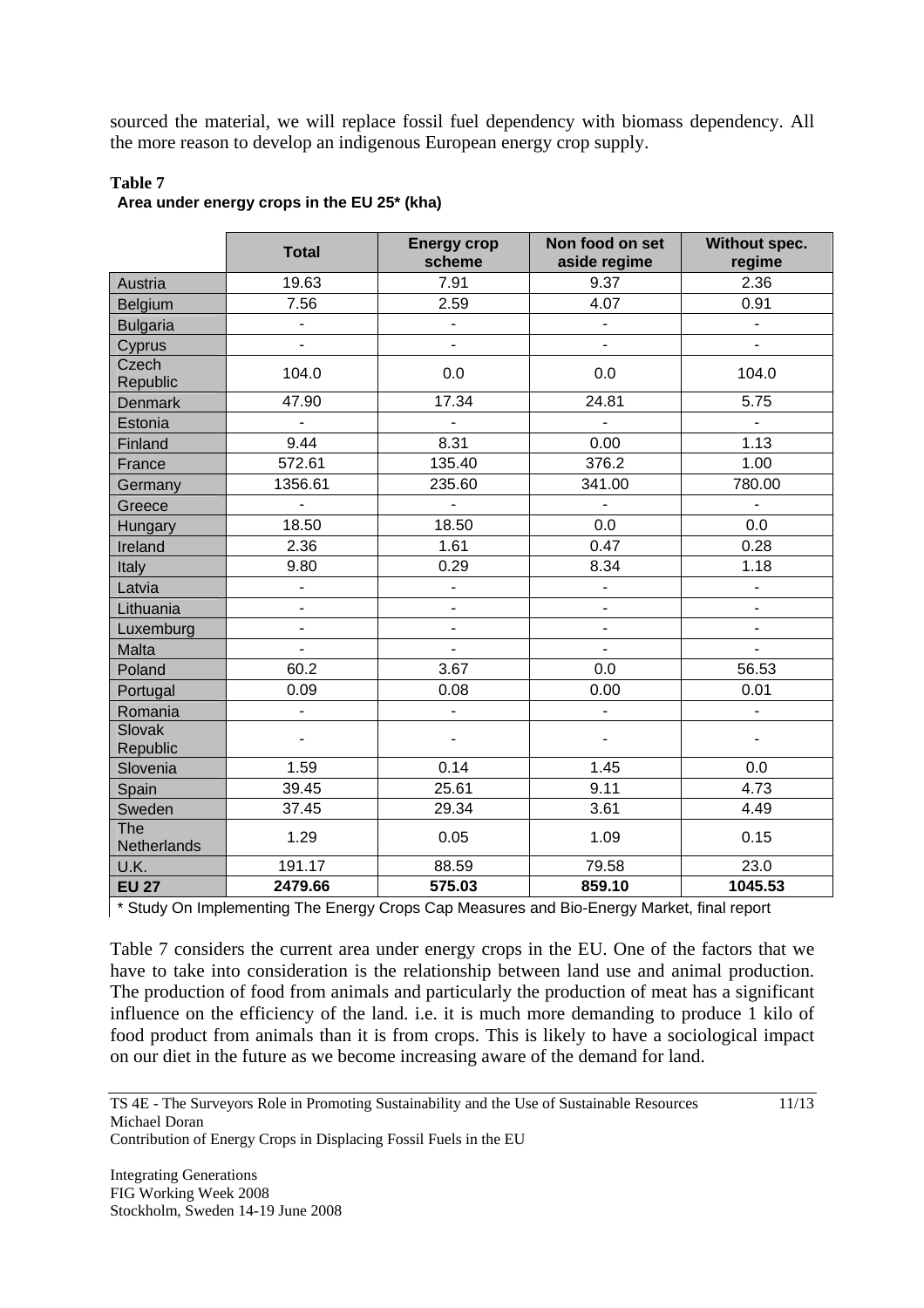sourced the material, we will replace fossil fuel dependency with biomass dependency. All the more reason to develop an indigenous European energy crop supply.

**Table 7**

**Area under energy crops in the EU 25* (kha)**

| | Total | Energy crop scheme | Non food on set aside regime | Without spec. regime |
|---|---|---|---|---|
| Austria | 19.63 | 7.91 | 9.37 | 2.36 |
| Belgium | 7.56 | 2.59 | 4.07 | 0.91 |
| Bulgaria | - | - | - | - |
| Cyprus | - | - | - | - |
| Czech Republic | 104.0 | 0.0 | 0.0 | 104.0 |
| Denmark | 47.90 | 17.34 | 24.81 | 5.75 |
| Estonia | - | - | - | - |
| Finland | 9.44 | 8.31 | 0.00 | 1.13 |
| France | 572.61 | 135.40 | 376.2 | 1.00 |
| Germany | 1356.61 | 235.60 | 341.00 | 780.00 |
| Greece | - | - | - | - |
| Hungary | 18.50 | 18.50 | 0.0 | 0.0 |
| Ireland | 2.36 | 1.61 | 0.47 | 0.28 |
| Italy | 9.80 | 0.29 | 8.34 | 1.18 |
| Latvia | - | - | - | - |
| Lithuania | - | - | - | - |
| Luxemburg | - | - | - | - |
| Malta | - | - | - | - |
| Poland | 60.2 | 3.67 | 0.0 | 56.53 |
| Portugal | 0.09 | 0.08 | 0.00 | 0.01 |
| Romania | - | - | - | - |
| Slovak Republic | - | - | - | - |
| Slovenia | 1.59 | 0.14 | 1.45 | 0.0 |
| Spain | 39.45 | 25.61 | 9.11 | 4.73 |
| Sweden | 37.45 | 29.34 | 3.61 | 4.49 |
| The Netherlands | 1.29 | 0.05 | 1.09 | 0.15 |
| U.K. | 191.17 | 88.59 | 79.58 | 23.0 |
| **EU 27** | **2479.66** | **575.03** | **859.10** | **1045.53** |

* Study On Implementing The Energy Crops Cap Measures and Bio-Energy Market, final report

Table 7 considers the current area under energy crops in the EU. One of the factors that we have to take into consideration is the relationship between land use and animal production. The production of food from animals and particularly the production of meat has a significant influence on the efficiency of the land. i.e. it is much more demanding to produce 1 kilo of food product from animals than it is from crops. This is likely to have a sociological impact on our diet in the future as we become increasing aware of the demand for land.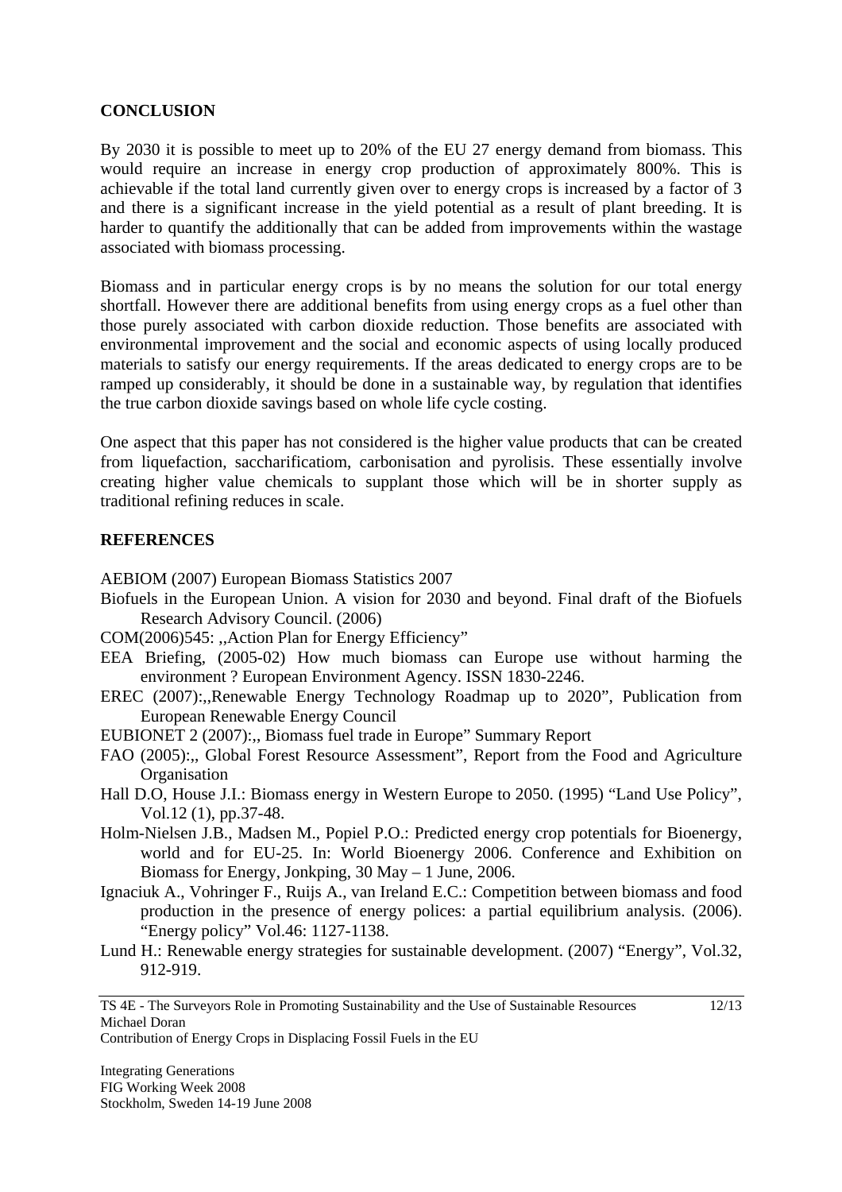## CONCLUSION

By 2030 it is possible to meet up to 20% of the EU 27 energy demand from biomass. This would require an increase in energy crop production of approximately 800%. This is achievable if the total land currently given over to energy crops is increased by a factor of 3 and there is a significant increase in the yield potential as a result of plant breeding. It is harder to quantify the additionally that can be added from improvements within the wastage associated with biomass processing.

Biomass and in particular energy crops is by no means the solution for our total energy shortfall. However there are additional benefits from using energy crops as a fuel other than those purely associated with carbon dioxide reduction. Those benefits are associated with environmental improvement and the social and economic aspects of using locally produced materials to satisfy our energy requirements. If the areas dedicated to energy crops are to be ramped up considerably, it should be done in a sustainable way, by regulation that identifies the true carbon dioxide savings based on whole life cycle costing.

One aspect that this paper has not considered is the higher value products that can be created from liquefaction, saccharificatiom, carbonisation and pyrolisis. These essentially involve creating higher value chemicals to supplant those which will be in shorter supply as traditional refining reduces in scale.

## REFERENCES

AEBIOM (2007) European Biomass Statistics 2007

Biofuels in the European Union. A vision for 2030 and beyond. Final draft of the Biofuels Research Advisory Council. (2006)

COM(2006)545: ,,Action Plan for Energy Efficiency"

EEA Briefing, (2005-02) How much biomass can Europe use without harming the environment ? European Environment Agency. ISSN 1830-2246.

EREC (2007):,,Renewable Energy Technology Roadmap up to 2020", Publication from European Renewable Energy Council

EUBIONET 2 (2007):,, Biomass fuel trade in Europe" Summary Report

FAO (2005):,, Global Forest Resource Assessment", Report from the Food and Agriculture Organisation

Hall D.O, House J.I.: Biomass energy in Western Europe to 2050. (1995) "Land Use Policy", Vol.12 (1), pp.37-48.

Holm-Nielsen J.B., Madsen M., Popiel P.O.: Predicted energy crop potentials for Bioenergy, world and for EU-25. In: World Bioenergy 2006. Conference and Exhibition on Biomass for Energy, Jonkping, 30 May – 1 June, 2006.

Ignaciuk A., Vohringer F., Ruijs A., van Ireland E.C.: Competition between biomass and food production in the presence of energy polices: a partial equilibrium analysis. (2006). "Energy policy" Vol.46: 1127-1138.

Lund H.: Renewable energy strategies for sustainable development. (2007) "Energy", Vol.32, 912-919.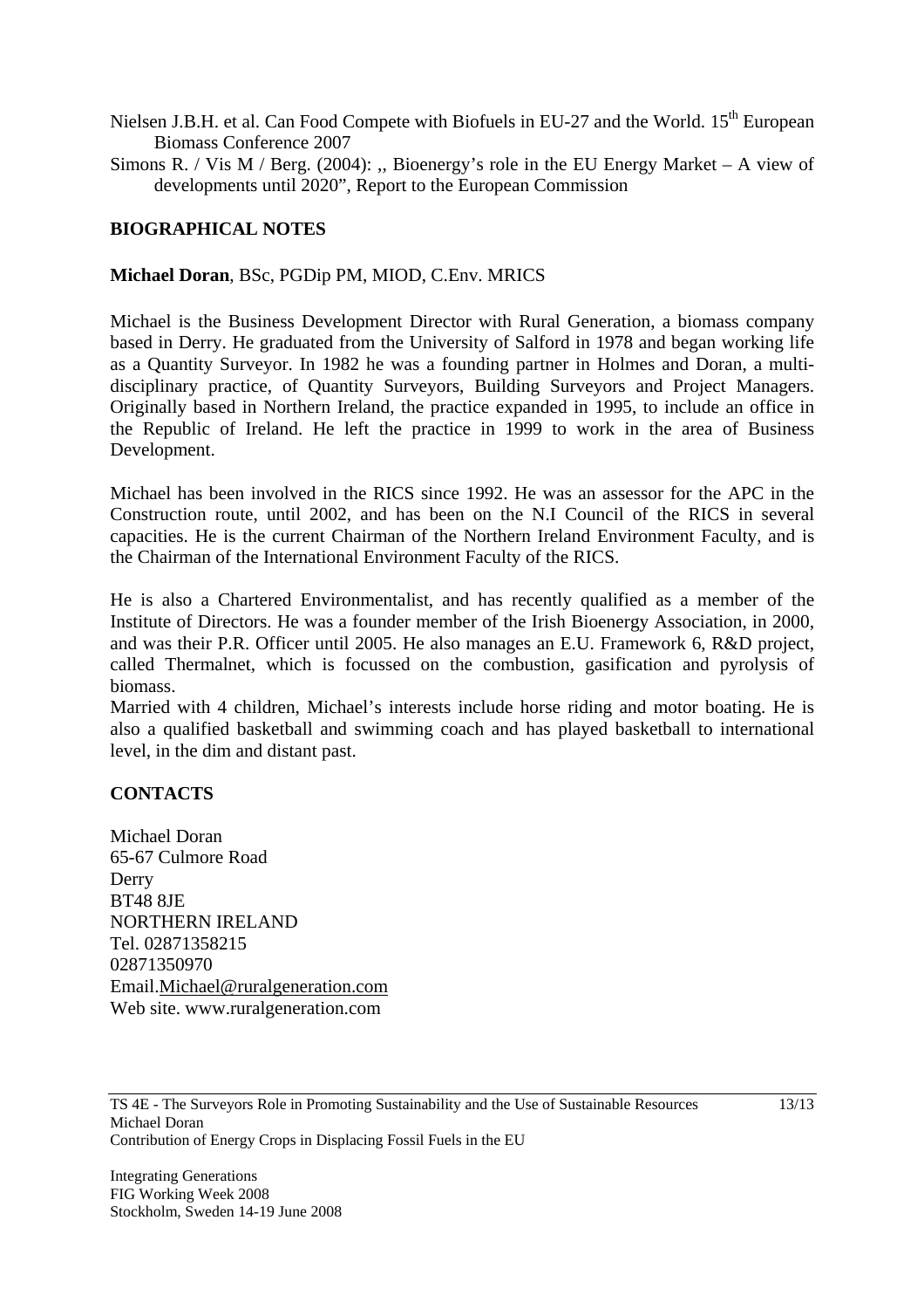Nielsen J.B.H. et al. Can Food Compete with Biofuels in EU-27 and the World. 15th European Biomass Conference 2007

Simons R. / Vis M / Berg. (2004): ,, Bioenergy's role in the EU Energy Market – A view of developments until 2020", Report to the European Commission

## BIOGRAPHICAL NOTES

**Michael Doran**, BSc, PGDip PM, MIOD, C.Env. MRICS

Michael is the Business Development Director with Rural Generation, a biomass company based in Derry. He graduated from the University of Salford in 1978 and began working life as a Quantity Surveyor. In 1982 he was a founding partner in Holmes and Doran, a multi-disciplinary practice, of Quantity Surveyors, Building Surveyors and Project Managers. Originally based in Northern Ireland, the practice expanded in 1995, to include an office in the Republic of Ireland. He left the practice in 1999 to work in the area of Business Development.

Michael has been involved in the RICS since 1992. He was an assessor for the APC in the Construction route, until 2002, and has been on the N.I Council of the RICS in several capacities. He is the current Chairman of the Northern Ireland Environment Faculty, and is the Chairman of the International Environment Faculty of the RICS.

He is also a Chartered Environmentalist, and has recently qualified as a member of the Institute of Directors. He was a founder member of the Irish Bioenergy Association, in 2000, and was their P.R. Officer until 2005. He also manages an E.U. Framework 6, R&D project, called Thermalnet, which is focussed on the combustion, gasification and pyrolysis of biomass.

Married with 4 children, Michael's interests include horse riding and motor boating. He is also a qualified basketball and swimming coach and has played basketball to international level, in the dim and distant past.

## CONTACTS

Michael Doran
65-67 Culmore Road
Derry
BT48 8JE
NORTHERN IRELAND
Tel. 02871358215
02871350970
Email.Michael@ruralgeneration.com
Web site. www.ruralgeneration.com